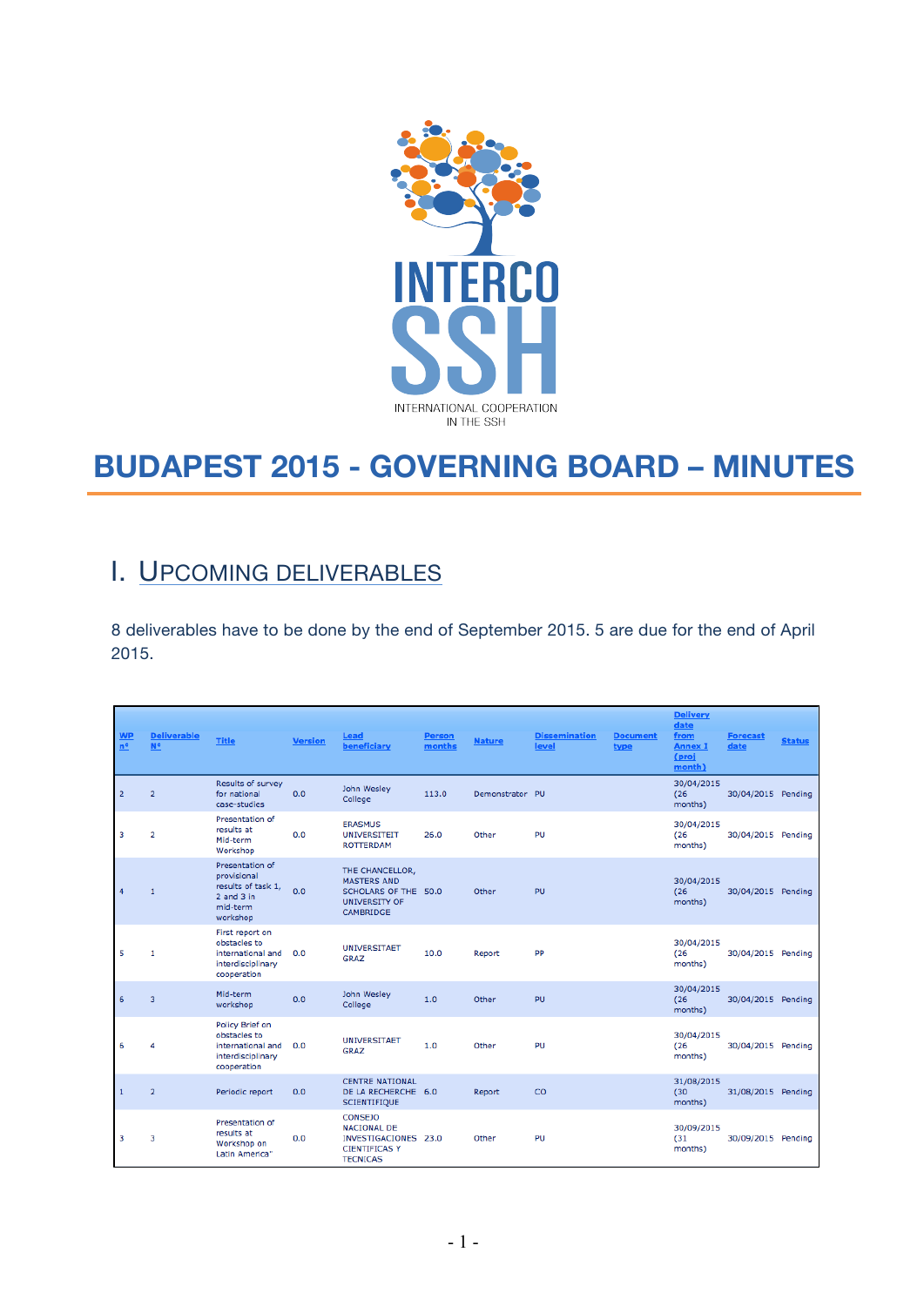INTERCO SSH

INTERNATIONAL COOPERATION IN THE SSH

# BUDAPEST 2015 - GOVERNING BOARD – MINUTES

## I. Upcoming deliverables

8 deliverables have to be done by the end of September 2015. 5 are due for the end of April 2015.

| WP nº | Deliverable Nº | Title | Version | Lead beneficiary | Person months | Nature | Dissemination level | Document type | Delivery date from Annex I (proj month) | Forecast date | Status |
|---|---|---|---|---|---|---|---|---|---|---|---|
| 2 | 2 | Results of survey for national case-studies | 0.0 | John Wesley College | 113.0 | Demonstrator | PU | | 30/04/2015 (26 months) | 30/04/2015 | Pending |
| 3 | 2 | Presentation of results at Mid-term Workshop | 0.0 | ERASMUS UNIVERSITEIT ROTTERDAM | 26.0 | Other | PU | | 30/04/2015 (26 months) | 30/04/2015 | Pending |
| 4 | 1 | Presentation of provisional results of task 1, 2 and 3 in mid-term workshop | 0.0 | THE CHANCELLOR, MASTERS AND SCHOLARS OF THE UNIVERSITY OF CAMBRIDGE | 50.0 | Other | PU | | 30/04/2015 (26 months) | 30/04/2015 | Pending |
| 5 | 1 | First report on obstacles to international and interdisciplinary cooperation | 0.0 | UNIVERSITAET GRAZ | 10.0 | Report | PP | | 30/04/2015 (26 months) | 30/04/2015 | Pending |
| 6 | 3 | Mid-term workshop | 0.0 | John Wesley College | 1.0 | Other | PU | | 30/04/2015 (26 months) | 30/04/2015 | Pending |
| 6 | 4 | Policy Brief on obstacles to international and interdisciplinary cooperation | 0.0 | UNIVERSITAET GRAZ | 1.0 | Other | PU | | 30/04/2015 (26 months) | 30/04/2015 | Pending |
| 1 | 2 | Periodic report | 0.0 | CENTRE NATIONAL DE LA RECHERCHE SCIENTIFIQUE | 6.0 | Report | CO | | 31/08/2015 (30 months) | 31/08/2015 | Pending |
| 3 | 3 | Presentation of results at Workshop on Latin America" | 0.0 | CONSEJO NACIONAL DE INVESTIGACIONES CIENTIFICAS Y TECNICAS | 23.0 | Other | PU | | 30/09/2015 (31 months) | 30/09/2015 | Pending |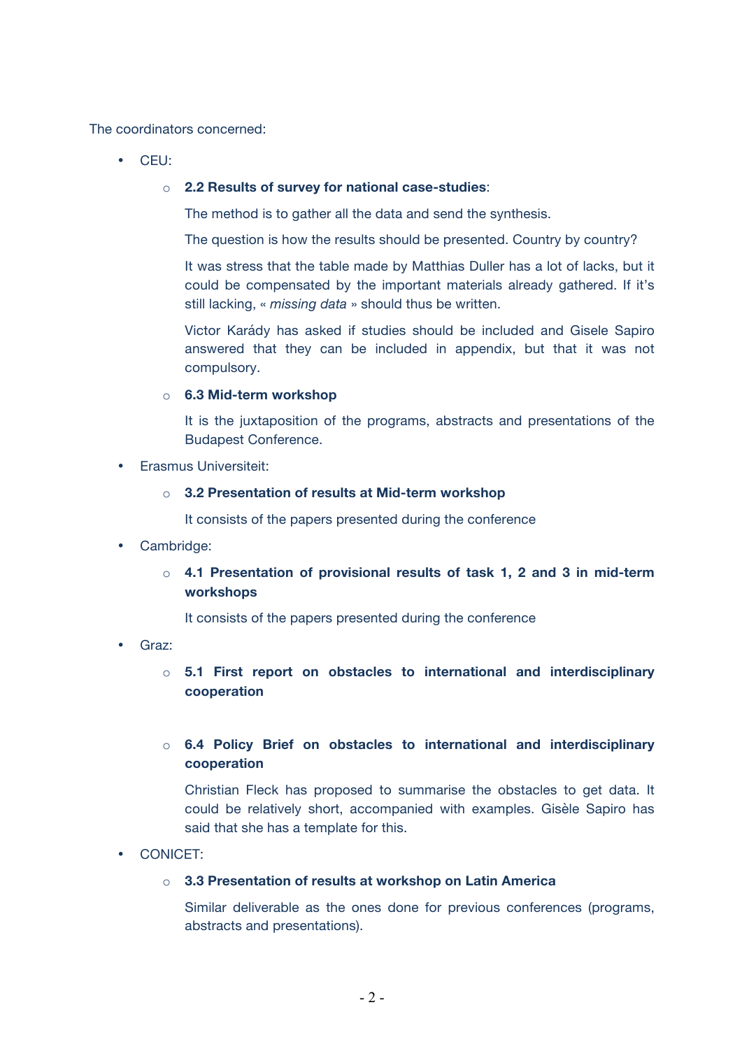The coordinators concerned:

- CEU:
  - **2.2 Results of survey for national case-studies**:

    The method is to gather all the data and send the synthesis.

    The question is how the results should be presented. Country by country?

    It was stress that the table made by Matthias Duller has a lot of lacks, but it could be compensated by the important materials already gathered. If it's still lacking, « *missing data* » should thus be written.

    Victor Karády has asked if studies should be included and Gisele Sapiro answered that they can be included in appendix, but that it was not compulsory.

  - **6.3 Mid-term workshop**

    It is the juxtaposition of the programs, abstracts and presentations of the Budapest Conference.

- Erasmus Universiteit:
  - **3.2 Presentation of results at Mid-term workshop**

    It consists of the papers presented during the conference

- Cambridge:
  - **4.1 Presentation of provisional results of task 1, 2 and 3 in mid-term workshops**

    It consists of the papers presented during the conference

- Graz:
  - **5.1 First report on obstacles to international and interdisciplinary cooperation**

  - **6.4 Policy Brief on obstacles to international and interdisciplinary cooperation**

    Christian Fleck has proposed to summarise the obstacles to get data. It could be relatively short, accompanied with examples. Gisèle Sapiro has said that she has a template for this.

- CONICET:
  - **3.3 Presentation of results at workshop on Latin America**

    Similar deliverable as the ones done for previous conferences (programs, abstracts and presentations).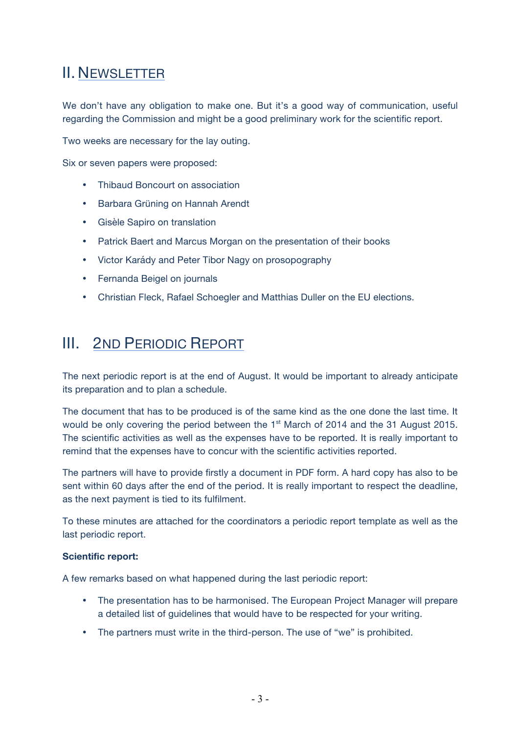## II. Newsletter

We don't have any obligation to make one. But it's a good way of communication, useful regarding the Commission and might be a good preliminary work for the scientific report.

Two weeks are necessary for the lay outing.

Six or seven papers were proposed:

- Thibaud Boncourt on association
- Barbara Grüning on Hannah Arendt
- Gisèle Sapiro on translation
- Patrick Baert and Marcus Morgan on the presentation of their books
- Victor Karády and Peter Tibor Nagy on prosopography
- Fernanda Beigel on journals
- Christian Fleck, Rafael Schoegler and Matthias Duller on the EU elections.

## III. 2nd Periodic Report

The next periodic report is at the end of August. It would be important to already anticipate its preparation and to plan a schedule.

The document that has to be produced is of the same kind as the one done the last time. It would be only covering the period between the 1st March of 2014 and the 31 August 2015. The scientific activities as well as the expenses have to be reported. It is really important to remind that the expenses have to concur with the scientific activities reported.

The partners will have to provide firstly a document in PDF form. A hard copy has also to be sent within 60 days after the end of the period. It is really important to respect the deadline, as the next payment is tied to its fulfilment.

To these minutes are attached for the coordinators a periodic report template as well as the last periodic report.

**Scientific report:**

A few remarks based on what happened during the last periodic report:

- The presentation has to be harmonised. The European Project Manager will prepare a detailed list of guidelines that would have to be respected for your writing.
- The partners must write in the third-person. The use of "we" is prohibited.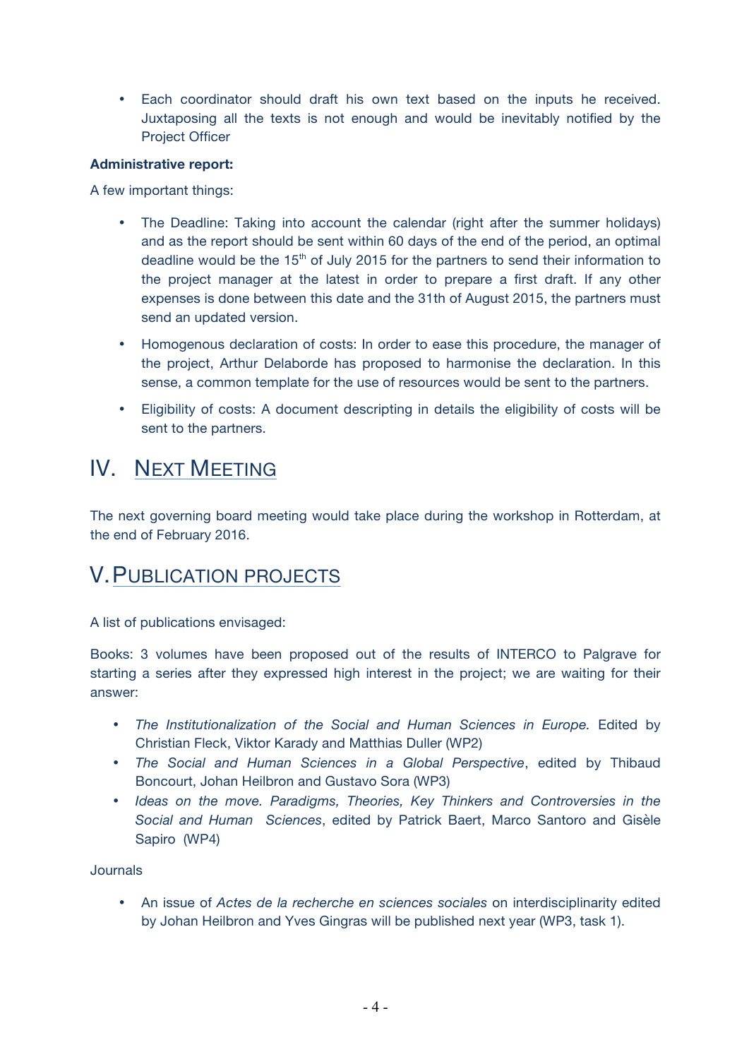- Each coordinator should draft his own text based on the inputs he received. Juxtaposing all the texts is not enough and would be inevitably notified by the Project Officer

**Administrative report:**

A few important things:

- The Deadline: Taking into account the calendar (right after the summer holidays) and as the report should be sent within 60 days of the end of the period, an optimal deadline would be the 15th of July 2015 for the partners to send their information to the project manager at the latest in order to prepare a first draft. If any other expenses is done between this date and the 31th of August 2015, the partners must send an updated version.
- Homogenous declaration of costs: In order to ease this procedure, the manager of the project, Arthur Delaborde has proposed to harmonise the declaration. In this sense, a common template for the use of resources would be sent to the partners.
- Eligibility of costs: A document descripting in details the eligibility of costs will be sent to the partners.

## IV. Next Meeting

The next governing board meeting would take place during the workshop in Rotterdam, at the end of February 2016.

## V. Publication projects

A list of publications envisaged:

Books: 3 volumes have been proposed out of the results of INTERCO to Palgrave for starting a series after they expressed high interest in the project; we are waiting for their answer:

- *The Institutionalization of the Social and Human Sciences in Europe.* Edited by Christian Fleck, Viktor Karady and Matthias Duller (WP2)
- *The Social and Human Sciences in a Global Perspective*, edited by Thibaud Boncourt, Johan Heilbron and Gustavo Sora (WP3)
- *Ideas on the move. Paradigms, Theories, Key Thinkers and Controversies in the Social and Human Sciences*, edited by Patrick Baert, Marco Santoro and Gisèle Sapiro (WP4)

Journals

- An issue of *Actes de la recherche en sciences sociales* on interdisciplinarity edited by Johan Heilbron and Yves Gingras will be published next year (WP3, task 1).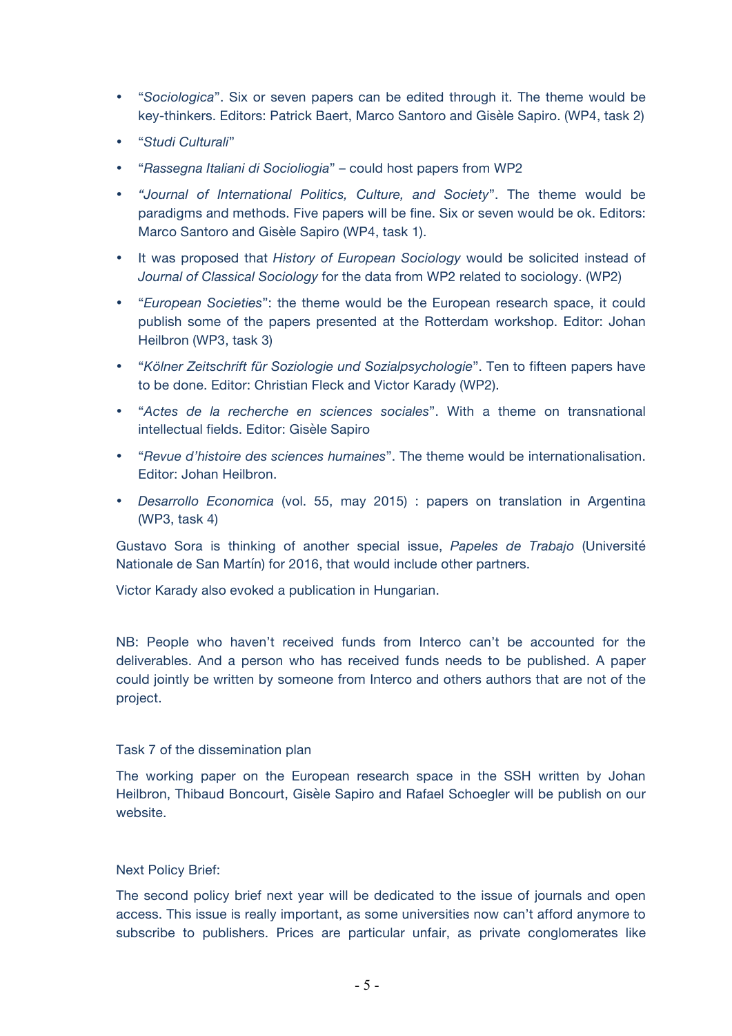- "*Sociologica*". Six or seven papers can be edited through it. The theme would be key-thinkers. Editors: Patrick Baert, Marco Santoro and Gisèle Sapiro. (WP4, task 2)
- "*Studi Culturali*"
- "*Rassegna Italiani di Socioliogia*" – could host papers from WP2
- *"Journal of International Politics, Culture, and Society*". The theme would be paradigms and methods. Five papers will be fine. Six or seven would be ok. Editors: Marco Santoro and Gisèle Sapiro (WP4, task 1).
- It was proposed that *History of European Sociology* would be solicited instead of *Journal of Classical Sociology* for the data from WP2 related to sociology. (WP2)
- "*European Societies*": the theme would be the European research space, it could publish some of the papers presented at the Rotterdam workshop. Editor: Johan Heilbron (WP3, task 3)
- "*Kölner Zeitschrift für Soziologie und Sozialpsychologie*". Ten to fifteen papers have to be done. Editor: Christian Fleck and Victor Karady (WP2).
- "*Actes de la recherche en sciences sociales*". With a theme on transnational intellectual fields. Editor: Gisèle Sapiro
- "*Revue d'histoire des sciences humaines*". The theme would be internationalisation. Editor: Johan Heilbron.
- *Desarrollo Economica* (vol. 55, may 2015) : papers on translation in Argentina (WP3, task 4)

Gustavo Sora is thinking of another special issue, *Papeles de Trabajo* (Université Nationale de San Martín) for 2016, that would include other partners.

Victor Karady also evoked a publication in Hungarian.

NB: People who haven't received funds from Interco can't be accounted for the deliverables. And a person who has received funds needs to be published. A paper could jointly be written by someone from Interco and others authors that are not of the project.

Task 7 of the dissemination plan

The working paper on the European research space in the SSH written by Johan Heilbron, Thibaud Boncourt, Gisèle Sapiro and Rafael Schoegler will be publish on our website.

Next Policy Brief:

The second policy brief next year will be dedicated to the issue of journals and open access. This issue is really important, as some universities now can't afford anymore to subscribe to publishers. Prices are particular unfair, as private conglomerates like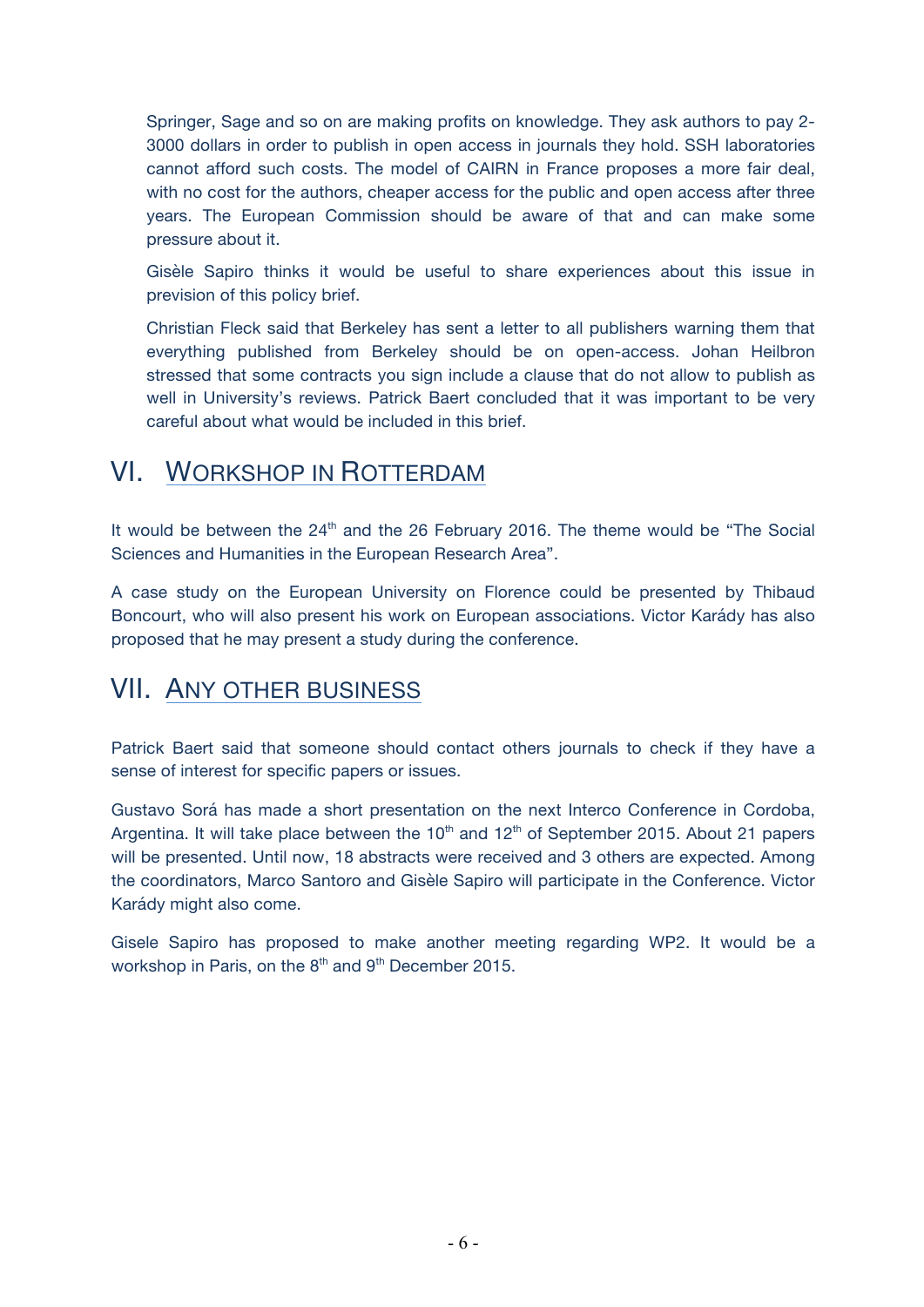Springer, Sage and so on are making profits on knowledge. They ask authors to pay 2-3000 dollars in order to publish in open access in journals they hold. SSH laboratories cannot afford such costs. The model of CAIRN in France proposes a more fair deal, with no cost for the authors, cheaper access for the public and open access after three years. The European Commission should be aware of that and can make some pressure about it.

Gisèle Sapiro thinks it would be useful to share experiences about this issue in prevision of this policy brief.

Christian Fleck said that Berkeley has sent a letter to all publishers warning them that everything published from Berkeley should be on open-access. Johan Heilbron stressed that some contracts you sign include a clause that do not allow to publish as well in University's reviews. Patrick Baert concluded that it was important to be very careful about what would be included in this brief.

## VI. Workshop in Rotterdam

It would be between the 24th and the 26 February 2016. The theme would be "The Social Sciences and Humanities in the European Research Area".

A case study on the European University on Florence could be presented by Thibaud Boncourt, who will also present his work on European associations. Victor Karády has also proposed that he may present a study during the conference.

## VII. Any other business

Patrick Baert said that someone should contact others journals to check if they have a sense of interest for specific papers or issues.

Gustavo Sorá has made a short presentation on the next Interco Conference in Cordoba, Argentina. It will take place between the 10th and 12th of September 2015. About 21 papers will be presented. Until now, 18 abstracts were received and 3 others are expected. Among the coordinators, Marco Santoro and Gisèle Sapiro will participate in the Conference. Victor Karády might also come.

Gisele Sapiro has proposed to make another meeting regarding WP2. It would be a workshop in Paris, on the 8th and 9th December 2015.